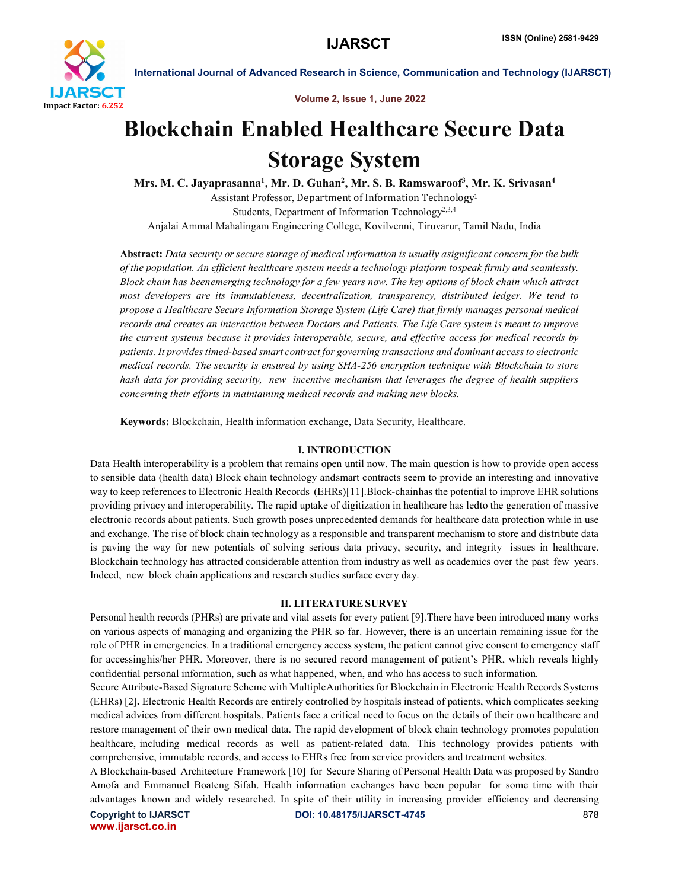# Blockchain Enabled Healthcare Secure Data Storage System

**Mrs. M. C. Jayaprasanna[1], Mr. D. Guhan[2], Mr. S. B. Ramswaroof[3], Mr. K. Srivasan[4]**

Assistant Professor, Department of Information Technology[1]

Students, Department of Information Technology[2,3,4]

Anjalai Ammal Mahalingam Engineering College, Kovilvenni, Tiruvarur, Tamil Nadu, India

**Abstract:** *Data security or secure storage of medical information is usually asignificant concern for the bulk of the population. An efficient healthcare system needs a technology platform tospeak firmly and seamlessly. Block chain has beenemerging technology for a few years now. The key options of block chain which attract most developers are its immutableness, decentralization, transparency, distributed ledger. We tend to propose a Healthcare Secure Information Storage System (Life Care) that firmly manages personal medical records and creates an interaction between Doctors and Patients. The Life Care system is meant to improve the current systems because it provides interoperable, secure, and effective access for medical records by patients. It provides timed-based smart contract for governing transactions and dominant access to electronic medical records. The security is ensured by using SHA-256 encryption technique with Blockchain to store hash data for providing security, new incentive mechanism that leverages the degree of health suppliers concerning their efforts in maintaining medical records and making new blocks.*

**Keywords:** Blockchain, Health information exchange, Data Security, Healthcare.

## I. INTRODUCTION

Data Health interoperability is a problem that remains open until now. The main question is how to provide open access to sensible data (health data) Block chain technology andsmart contracts seem to provide an interesting and innovative way to keep references to Electronic Health Records (EHRs)[11].Block-chainhas the potential to improve EHR solutions providing privacy and interoperability. The rapid uptake of digitization in healthcare has ledto the generation of massive electronic records about patients. Such growth poses unprecedented demands for healthcare data protection while in use and exchange. The rise of block chain technology as a responsible and transparent mechanism to store and distribute data is paving the way for new potentials of solving serious data privacy, security, and integrity issues in healthcare. Blockchain technology has attracted considerable attention from industry as well as academics over the past few years. Indeed, new block chain applications and research studies surface every day.

## II. LITERATURE SURVEY

Personal health records (PHRs) are private and vital assets for every patient [9].There have been introduced many works on various aspects of managing and organizing the PHR so far. However, there is an uncertain remaining issue for the role of PHR in emergencies. In a traditional emergency access system, the patient cannot give consent to emergency staff for accessinghis/her PHR. Moreover, there is no secured record management of patient's PHR, which reveals highly confidential personal information, such as what happened, when, and who has access to such information.

Secure Attribute-Based Signature Scheme with MultipleAuthorities for Blockchain in Electronic Health Records Systems (EHRs) [2]**.** Electronic Health Records are entirely controlled by hospitals instead of patients, which complicates seeking medical advices from different hospitals. Patients face a critical need to focus on the details of their own healthcare and restore management of their own medical data. The rapid development of block chain technology promotes population healthcare, including medical records as well as patient-related data. This technology provides patients with comprehensive, immutable records, and access to EHRs free from service providers and treatment websites.

A Blockchain-based Architecture Framework [10] for Secure Sharing of Personal Health Data was proposed by Sandro Amofa and Emmanuel Boateng Sifah. Health information exchanges have been popular for some time with their advantages known and widely researched. In spite of their utility in increasing provider efficiency and decreasing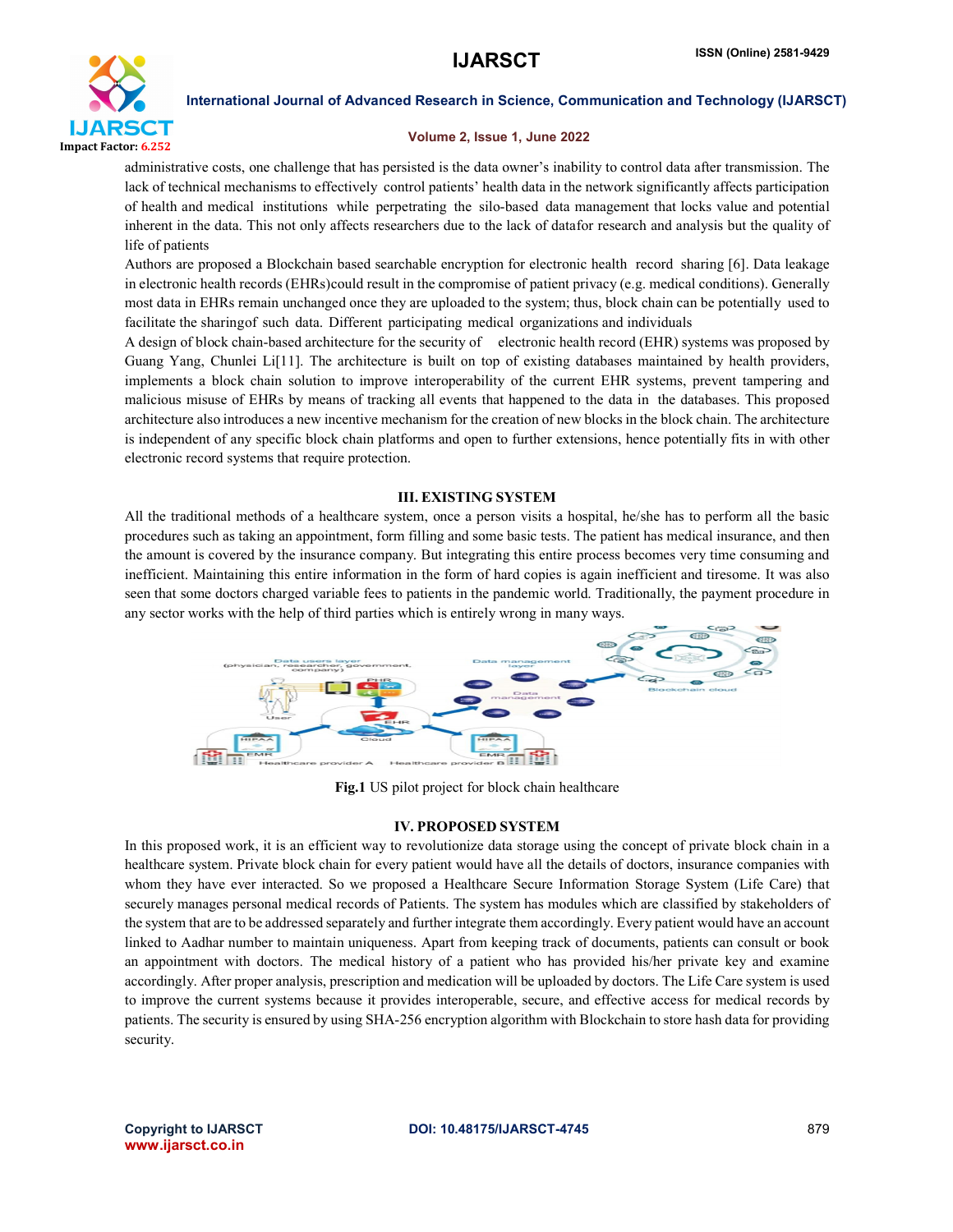administrative costs, one challenge that has persisted is the data owner's inability to control data after transmission. The lack of technical mechanisms to effectively control patients' health data in the network significantly affects participation of health and medical institutions while perpetrating the silo-based data management that locks value and potential inherent in the data. This not only affects researchers due to the lack of datafor research and analysis but the quality of life of patients

Authors are proposed a Blockchain based searchable encryption for electronic health record sharing [6]. Data leakage in electronic health records (EHRs)could result in the compromise of patient privacy (e.g. medical conditions). Generally most data in EHRs remain unchanged once they are uploaded to the system; thus, block chain can be potentially used to facilitate the sharingof such data. Different participating medical organizations and individuals

A design of block chain-based architecture for the security of electronic health record (EHR) systems was proposed by Guang Yang, Chunlei Li[11]. The architecture is built on top of existing databases maintained by health providers, implements a block chain solution to improve interoperability of the current EHR systems, prevent tampering and malicious misuse of EHRs by means of tracking all events that happened to the data in the databases. This proposed architecture also introduces a new incentive mechanism for the creation of new blocks in the block chain. The architecture is independent of any specific block chain platforms and open to further extensions, hence potentially fits in with other electronic record systems that require protection.

## III. EXISTING SYSTEM

All the traditional methods of a healthcare system, once a person visits a hospital, he/she has to perform all the basic procedures such as taking an appointment, form filling and some basic tests. The patient has medical insurance, and then the amount is covered by the insurance company. But integrating this entire process becomes very time consuming and inefficient. Maintaining this entire information in the form of hard copies is again inefficient and tiresome. It was also seen that some doctors charged variable fees to patients in the pandemic world. Traditionally, the payment procedure in any sector works with the help of third parties which is entirely wrong in many ways.

**Fig.1** US pilot project for block chain healthcare

## IV. PROPOSED SYSTEM

In this proposed work, it is an efficient way to revolutionize data storage using the concept of private block chain in a healthcare system. Private block chain for every patient would have all the details of doctors, insurance companies with whom they have ever interacted. So we proposed a Healthcare Secure Information Storage System (Life Care) that securely manages personal medical records of Patients. The system has modules which are classified by stakeholders of the system that are to be addressed separately and further integrate them accordingly. Every patient would have an account linked to Aadhar number to maintain uniqueness. Apart from keeping track of documents, patients can consult or book an appointment with doctors. The medical history of a patient who has provided his/her private key and examine accordingly. After proper analysis, prescription and medication will be uploaded by doctors. The Life Care system is used to improve the current systems because it provides interoperable, secure, and effective access for medical records by patients. The security is ensured by using SHA-256 encryption algorithm with Blockchain to store hash data for providing security.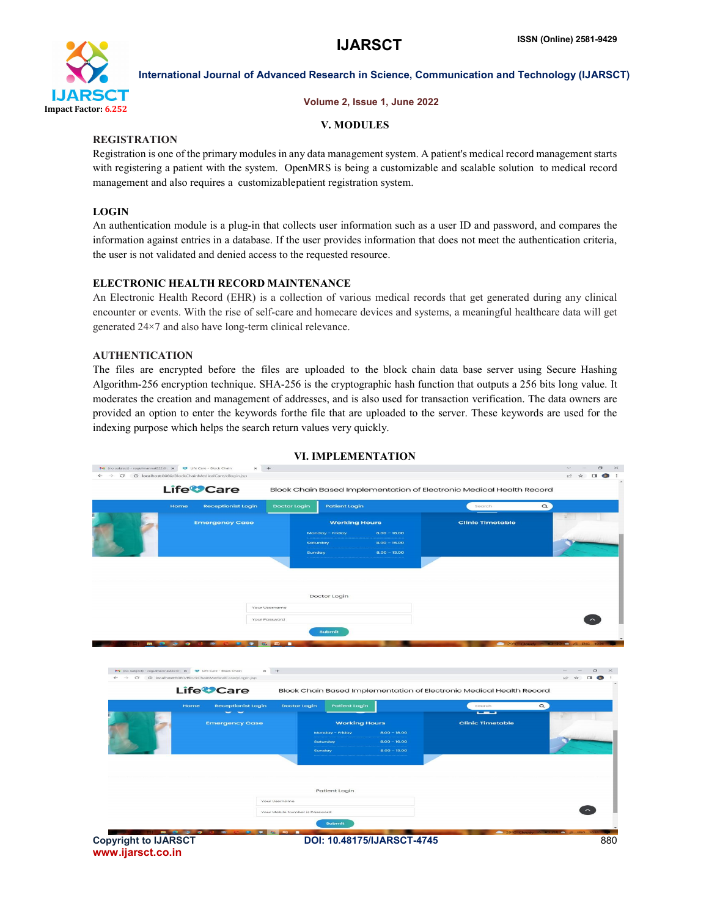## V. MODULES

### REGISTRATION

Registration is one of the primary modules in any data management system. A patient's medical record management starts with registering a patient with the system. OpenMRS is being a customizable and scalable solution to medical record management and also requires a customizablepatient registration system.

### LOGIN

An authentication module is a plug-in that collects user information such as a user ID and password, and compares the information against entries in a database. If the user provides information that does not meet the authentication criteria, the user is not validated and denied access to the requested resource.

### ELECTRONIC HEALTH RECORD MAINTENANCE

An Electronic Health Record (EHR) is a collection of various medical records that get generated during any clinical encounter or events. With the rise of self-care and homecare devices and systems, a meaningful healthcare data will get generated 24×7 and also have long-term clinical relevance.

### AUTHENTICATION

The files are encrypted before the files are uploaded to the block chain data base server using Secure Hashing Algorithm-256 encryption technique. SHA-256 is the cryptographic hash function that outputs a 256 bits long value. It moderates the creation and management of addresses, and is also used for transaction verification. The data owners are provided an option to enter the keywords forthe file that are uploaded to the server. These keywords are used for the indexing purpose which helps the search return values very quickly.

## VI. IMPLEMENTATION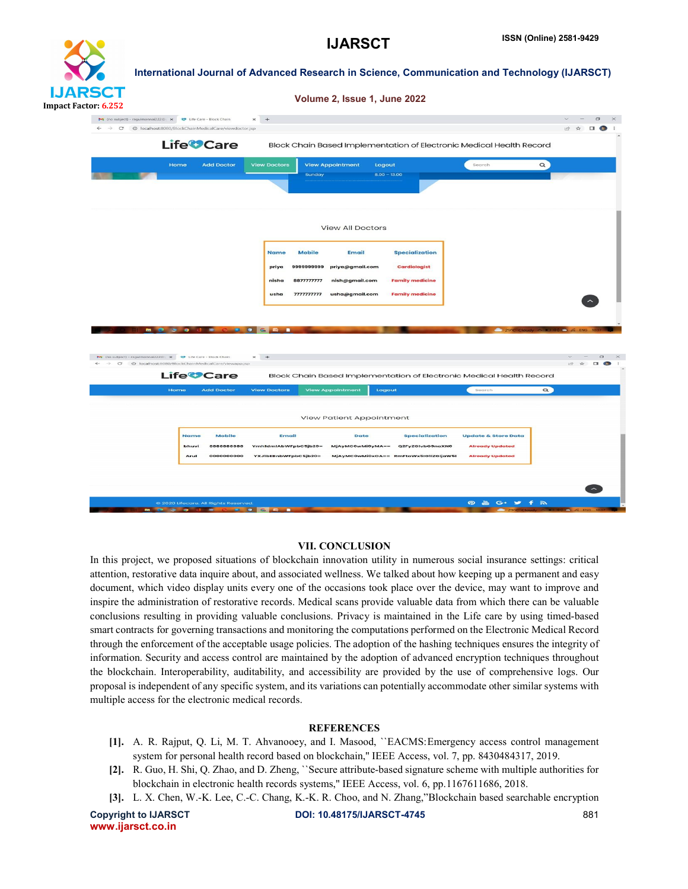## VII. CONCLUSION

In this project, we proposed situations of blockchain innovation utility in numerous social insurance settings: critical attention, restorative data inquire about, and associated wellness. We talked about how keeping up a permanent and easy document, which video display units every one of the occasions took place over the device, may want to improve and inspire the administration of restorative records. Medical scans provide valuable data from which there can be valuable conclusions resulting in providing valuable conclusions. Privacy is maintained in the Life care by using timed-based smart contracts for governing transactions and monitoring the computations performed on the Electronic Medical Record through the enforcement of the acceptable usage policies. The adoption of the hashing techniques ensures the integrity of information. Security and access control are maintained by the adoption of advanced encryption techniques throughout the blockchain. Interoperability, auditability, and accessibility are provided by the use of comprehensive logs. Our proposal is independent of any specific system, and its variations can potentially accommodate other similar systems with multiple access for the electronic medical records.

## REFERENCES

[1]. A. R. Rajput, Q. Li, M. T. Ahvanooey, and I. Masood, ``EACMS:Emergency access control management system for personal health record based on blockchain,'' IEEE Access, vol. 7, pp. 8430484317, 2019.

[2]. R. Guo, H. Shi, Q. Zhao, and D. Zheng, ``Secure attribute-based signature scheme with multiple authorities for blockchain in electronic health records systems,'' IEEE Access, vol. 6, pp.1167611686, 2018.

[3]. L. X. Chen, W.-K. Lee, C.-C. Chang, K.-K. R. Choo, and N. Zhang,"Blockchain based searchable encryption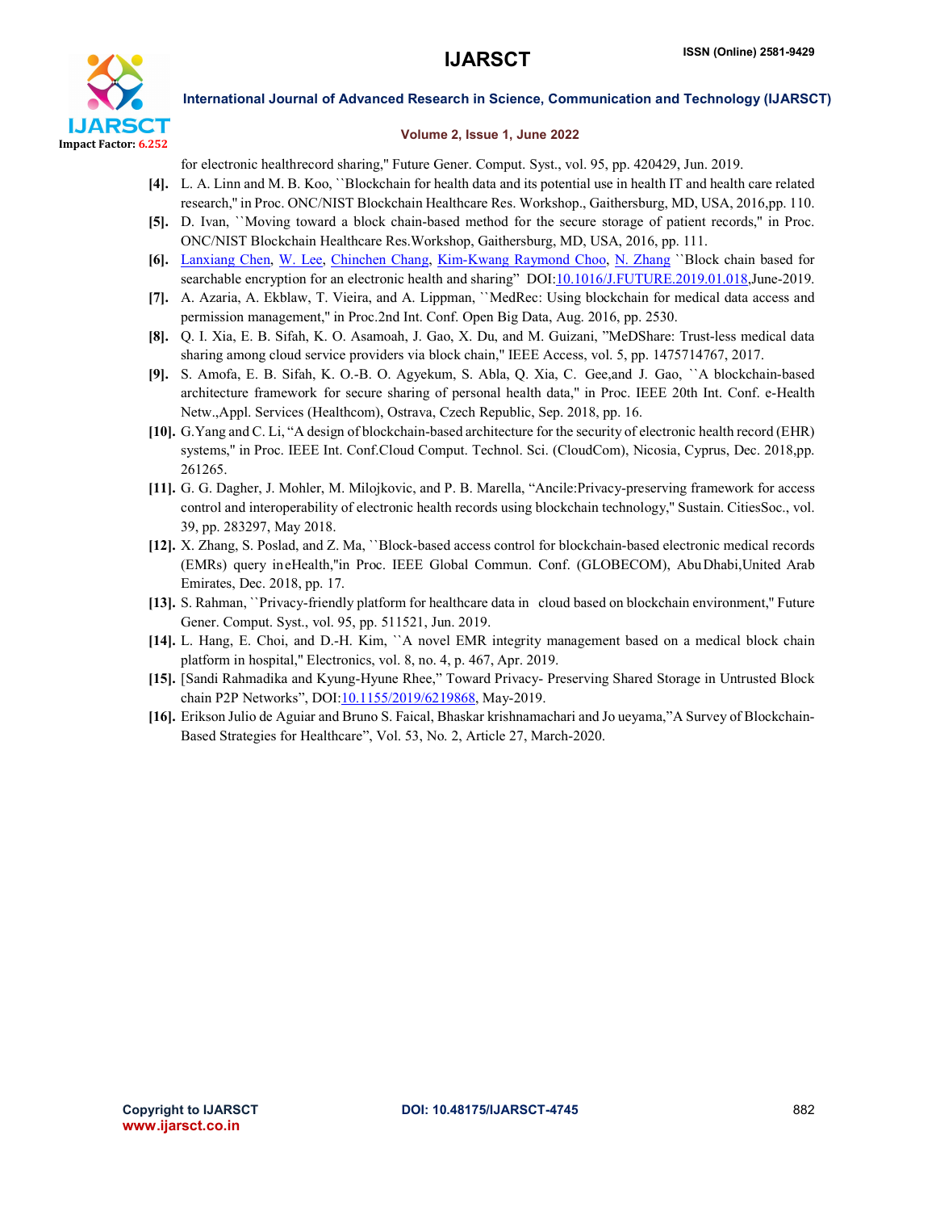for electronic healthrecord sharing," Future Gener. Comput. Syst., vol. 95, pp. 420429, Jun. 2019.

**[4].** L. A. Linn and M. B. Koo, ``Blockchain for health data and its potential use in health IT and health care related research," in Proc. ONC/NIST Blockchain Healthcare Res. Workshop., Gaithersburg, MD, USA, 2016,pp. 110.

**[5].** D. Ivan, ``Moving toward a block chain-based method for the secure storage of patient records," in Proc. ONC/NIST Blockchain Healthcare Res.Workshop, Gaithersburg, MD, USA, 2016, pp. 111.

**[6].** Lanxiang Chen, W. Lee, Chinchen Chang, Kim-Kwang Raymond Choo, N. Zhang ``Block chain based for searchable encryption for an electronic health and sharing" DOI:10.1016/J.FUTURE.2019.01.018,June-2019.

**[7].** A. Azaria, A. Ekblaw, T. Vieira, and A. Lippman, ``MedRec: Using blockchain for medical data access and permission management," in Proc.2nd Int. Conf. Open Big Data, Aug. 2016, pp. 2530.

**[8].** Q. I. Xia, E. B. Sifah, K. O. Asamoah, J. Gao, X. Du, and M. Guizani, "MeDShare: Trust-less medical data sharing among cloud service providers via block chain," IEEE Access, vol. 5, pp. 1475714767, 2017.

**[9].** S. Amofa, E. B. Sifah, K. O.-B. O. Agyekum, S. Abla, Q. Xia, C. Gee,and J. Gao, ``A blockchain-based architecture framework for secure sharing of personal health data," in Proc. IEEE 20th Int. Conf. e-Health Netw.,Appl. Services (Healthcom), Ostrava, Czech Republic, Sep. 2018, pp. 16.

**[10].** G.Yang and C. Li, "A design of blockchain-based architecture for the security of electronic health record (EHR) systems," in Proc. IEEE Int. Conf.Cloud Comput. Technol. Sci. (CloudCom), Nicosia, Cyprus, Dec. 2018,pp. 261265.

**[11].** G. G. Dagher, J. Mohler, M. Milojkovic, and P. B. Marella, "Ancile:Privacy-preserving framework for access control and interoperability of electronic health records using blockchain technology," Sustain. CitiesSoc., vol. 39, pp. 283297, May 2018.

**[12].** X. Zhang, S. Poslad, and Z. Ma, ``Block-based access control for blockchain-based electronic medical records (EMRs) query ineHealth,"in Proc. IEEE Global Commun. Conf. (GLOBECOM), Abu Dhabi,United Arab Emirates, Dec. 2018, pp. 17.

**[13].** S. Rahman, ``Privacy-friendly platform for healthcare data in cloud based on blockchain environment," Future Gener. Comput. Syst., vol. 95, pp. 511521, Jun. 2019.

**[14].** L. Hang, E. Choi, and D.-H. Kim, ``A novel EMR integrity management based on a medical block chain platform in hospital," Electronics, vol. 8, no. 4, p. 467, Apr. 2019.

**[15].** [Sandi Rahmadika and Kyung-Hyune Rhee," Toward Privacy- Preserving Shared Storage in Untrusted Block chain P2P Networks", DOI:10.1155/2019/6219868, May-2019.

**[16].** Erikson Julio de Aguiar and Bruno S. Faical, Bhaskar krishnamachari and Jo ueyama,"A Survey of Blockchain-Based Strategies for Healthcare", Vol. 53, No. 2, Article 27, March-2020.